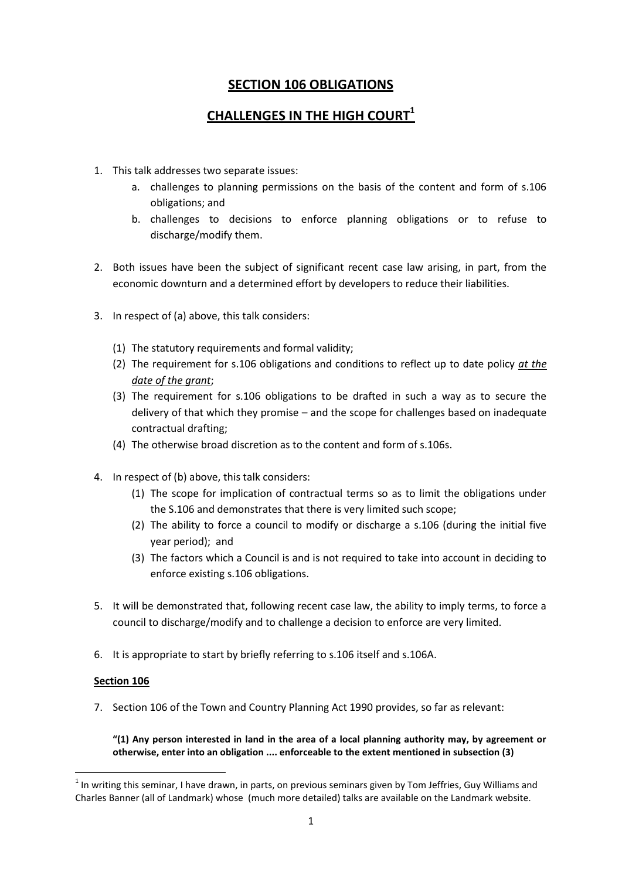# SECTION 106 OBLIGATIONS

## CHALLENGES IN THE HIGH COURT[1]

1. This talk addresses two separate issues:
    a. challenges to planning permissions on the basis of the content and form of s.106 obligations; and
    b. challenges to decisions to enforce planning obligations or to refuse to discharge/modify them.

2. Both issues have been the subject of significant recent case law arising, in part, from the economic downturn and a determined effort by developers to reduce their liabilities.

3. In respect of (a) above, this talk considers:

    (1) The statutory requirements and formal validity;
    (2) The requirement for s.106 obligations and conditions to reflect up to date policy *at the date of the grant*;
    (3) The requirement for s.106 obligations to be drafted in such a way as to secure the delivery of that which they promise – and the scope for challenges based on inadequate contractual drafting;
    (4) The otherwise broad discretion as to the content and form of s.106s.

4. In respect of (b) above, this talk considers:
    (1) The scope for implication of contractual terms so as to limit the obligations under the S.106 and demonstrates that there is very limited such scope;
    (2) The ability to force a council to modify or discharge a s.106 (during the initial five year period); and
    (3) The factors which a Council is and is not required to take into account in deciding to enforce existing s.106 obligations.

5. It will be demonstrated that, following recent case law, the ability to imply terms, to force a council to discharge/modify and to challenge a decision to enforce are very limited.

6. It is appropriate to start by briefly referring to s.106 itself and s.106A.

**Section 106**

7. Section 106 of the Town and Country Planning Act 1990 provides, so far as relevant:

    **"(1) Any person interested in land in the area of a local planning authority may, by agreement or otherwise, enter into an obligation .... enforceable to the extent mentioned in subsection (3)**

---

[1] In writing this seminar, I have drawn, in parts, on previous seminars given by Tom Jeffries, Guy Williams and Charles Banner (all of Landmark) whose (much more detailed) talks are available on the Landmark website.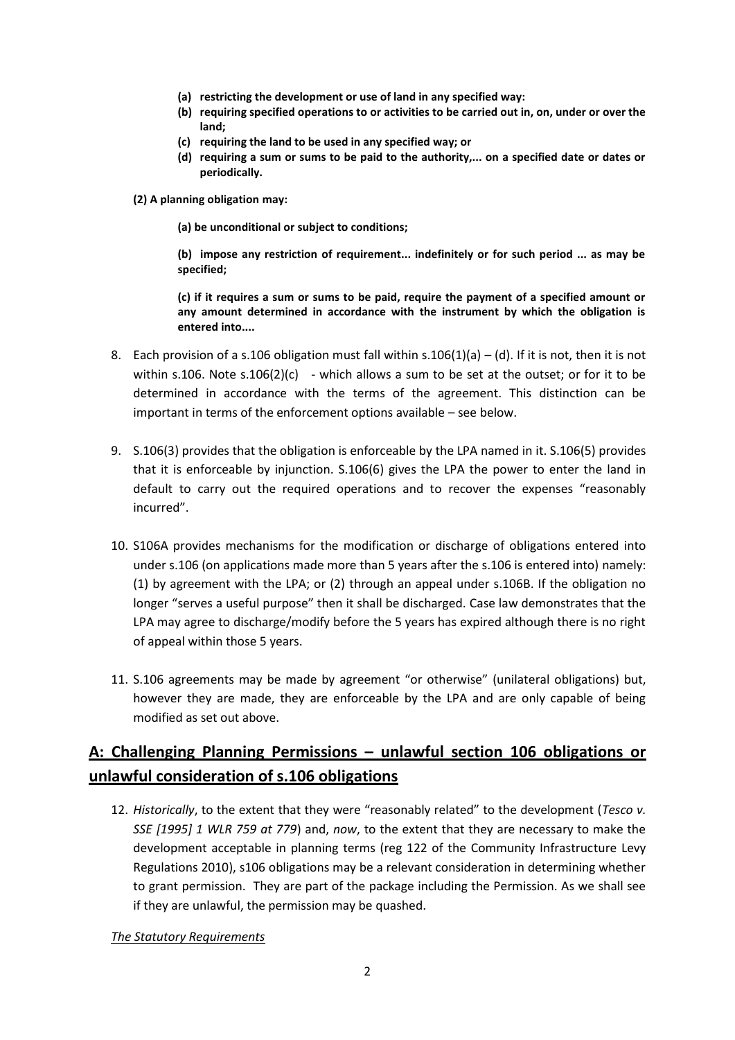- **(a) restricting the development or use of land in any specified way:**
- **(b) requiring specified operations to or activities to be carried out in, on, under or over the land;**
- **(c) requiring the land to be used in any specified way; or**
- **(d) requiring a sum or sums to be paid to the authority,... on a specified date or dates or periodically.**

**(2) A planning obligation may:**

**(a) be unconditional or subject to conditions;**

**(b) impose any restriction of requirement... indefinitely or for such period ... as may be specified;**

**(c) if it requires a sum or sums to be paid, require the payment of a specified amount or any amount determined in accordance with the instrument by which the obligation is entered into....**

8. Each provision of a s.106 obligation must fall within s.106(1)(a) – (d). If it is not, then it is not within s.106. Note s.106(2)(c) - which allows a sum to be set at the outset; or for it to be determined in accordance with the terms of the agreement. This distinction can be important in terms of the enforcement options available – see below.

9. S.106(3) provides that the obligation is enforceable by the LPA named in it. S.106(5) provides that it is enforceable by injunction. S.106(6) gives the LPA the power to enter the land in default to carry out the required operations and to recover the expenses "reasonably incurred".

10. S106A provides mechanisms for the modification or discharge of obligations entered into under s.106 (on applications made more than 5 years after the s.106 is entered into) namely: (1) by agreement with the LPA; or (2) through an appeal under s.106B. If the obligation no longer "serves a useful purpose" then it shall be discharged. Case law demonstrates that the LPA may agree to discharge/modify before the 5 years has expired although there is no right of appeal within those 5 years.

11. S.106 agreements may be made by agreement "or otherwise" (unilateral obligations) but, however they are made, they are enforceable by the LPA and are only capable of being modified as set out above.

## <u>A: Challenging Planning Permissions – unlawful section 106 obligations or unlawful consideration of s.106 obligations</u>

12. *Historically*, to the extent that they were "reasonably related" to the development (*Tesco v. SSE [1995] 1 WLR 759 at 779*) and, *now*, to the extent that they are necessary to make the development acceptable in planning terms (reg 122 of the Community Infrastructure Levy Regulations 2010), s106 obligations may be a relevant consideration in determining whether to grant permission. They are part of the package including the Permission. As we shall see if they are unlawful, the permission may be quashed.

*<u>The Statutory Requirements</u>*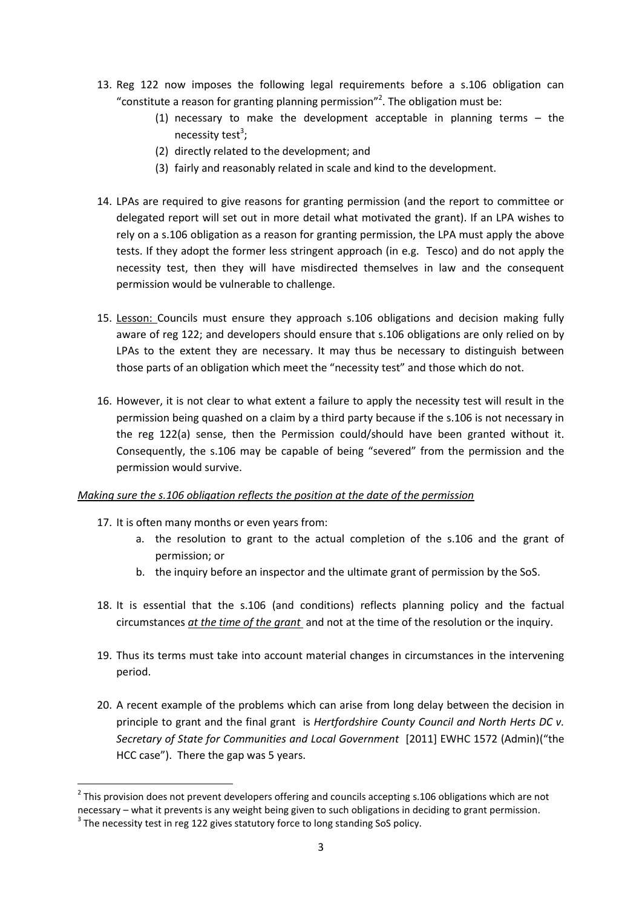13. Reg 122 now imposes the following legal requirements before a s.106 obligation can "constitute a reason for granting planning permission"[2]. The obligation must be:
    (1) necessary to make the development acceptable in planning terms – the necessity test[3];
    (2) directly related to the development; and
    (3) fairly and reasonably related in scale and kind to the development.

14. LPAs are required to give reasons for granting permission (and the report to committee or delegated report will set out in more detail what motivated the grant). If an LPA wishes to rely on a s.106 obligation as a reason for granting permission, the LPA must apply the above tests. If they adopt the former less stringent approach (in e.g. Tesco) and do not apply the necessity test, then they will have misdirected themselves in law and the consequent permission would be vulnerable to challenge.

15. <u>Lesson:</u> Councils must ensure they approach s.106 obligations and decision making fully aware of reg 122; and developers should ensure that s.106 obligations are only relied on by LPAs to the extent they are necessary. It may thus be necessary to distinguish between those parts of an obligation which meet the "necessity test" and those which do not.

16. However, it is not clear to what extent a failure to apply the necessity test will result in the permission being quashed on a claim by a third party because if the s.106 is not necessary in the reg 122(a) sense, then the Permission could/should have been granted without it. Consequently, the s.106 may be capable of being "severed" from the permission and the permission would survive.

*<u>Making sure the s.106 obligation reflects the position at the date of the permission</u>*

17. It is often many months or even years from:
    a. the resolution to grant to the actual completion of the s.106 and the grant of permission; or
    b. the inquiry before an inspector and the ultimate grant of permission by the SoS.

18. It is essential that the s.106 (and conditions) reflects planning policy and the factual circumstances ***<u>at the time of the grant</u>*** and not at the time of the resolution or the inquiry.

19. Thus its terms must take into account material changes in circumstances in the intervening period.

20. A recent example of the problems which can arise from long delay between the decision in principle to grant and the final grant is *Hertfordshire County Council and North Herts DC v. Secretary of State for Communities and Local Government* [2011] EWHC 1572 (Admin)("the HCC case"). There the gap was 5 years.

---

[2] This provision does not prevent developers offering and councils accepting s.106 obligations which are not necessary – what it prevents is any weight being given to such obligations in deciding to grant permission.

[3] The necessity test in reg 122 gives statutory force to long standing SoS policy.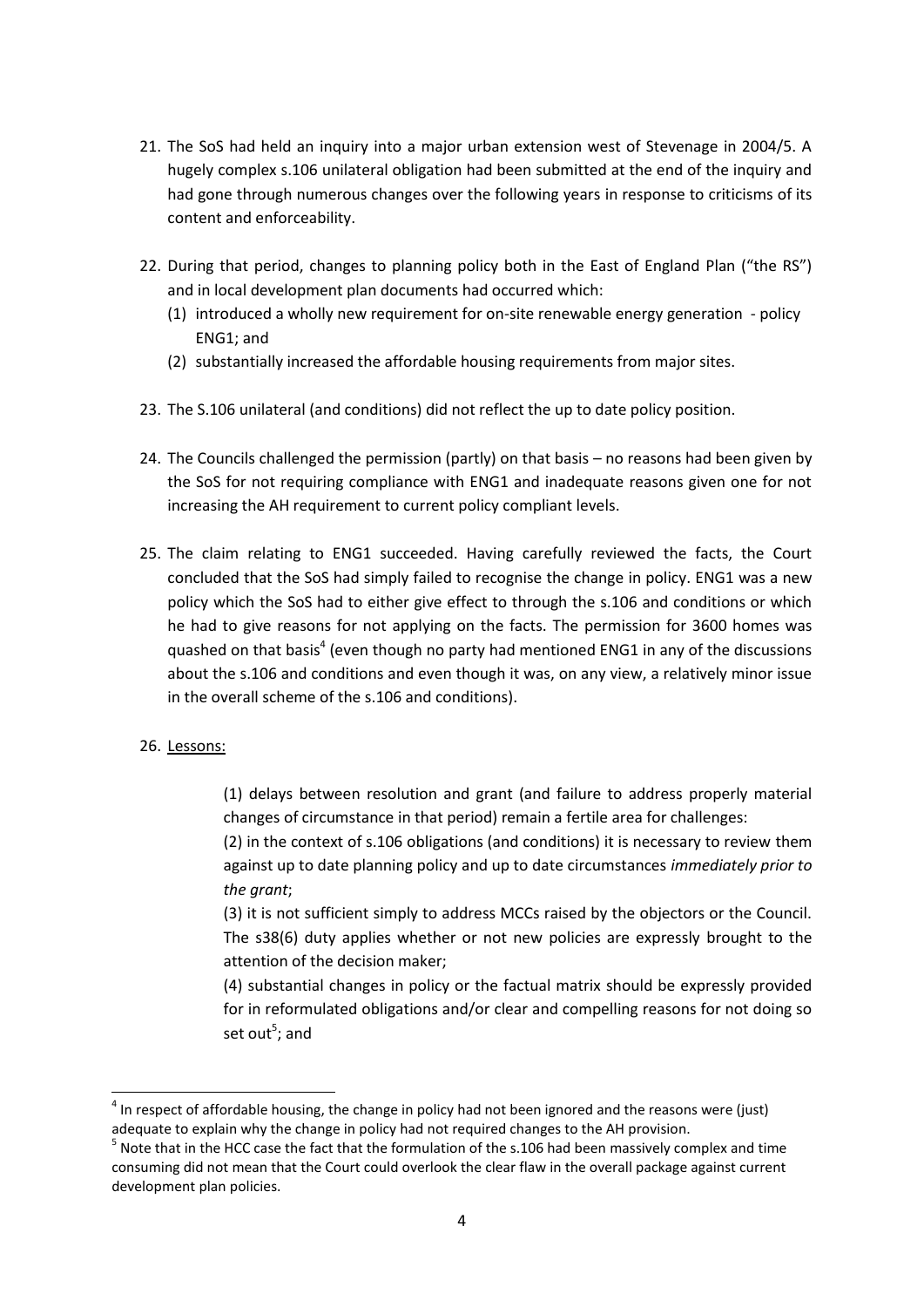21. The SoS had held an inquiry into a major urban extension west of Stevenage in 2004/5. A hugely complex s.106 unilateral obligation had been submitted at the end of the inquiry and had gone through numerous changes over the following years in response to criticisms of its content and enforceability.

22. During that period, changes to planning policy both in the East of England Plan ("the RS") and in local development plan documents had occurred which:
    (1) introduced a wholly new requirement for on-site renewable energy generation - policy ENG1; and
    (2) substantially increased the affordable housing requirements from major sites.

23. The S.106 unilateral (and conditions) did not reflect the up to date policy position.

24. The Councils challenged the permission (partly) on that basis – no reasons had been given by the SoS for not requiring compliance with ENG1 and inadequate reasons given one for not increasing the AH requirement to current policy compliant levels.

25. The claim relating to ENG1 succeeded. Having carefully reviewed the facts, the Court concluded that the SoS had simply failed to recognise the change in policy. ENG1 was a new policy which the SoS had to either give effect to through the s.106 and conditions or which he had to give reasons for not applying on the facts. The permission for 3600 homes was quashed on that basis[4] (even though no party had mentioned ENG1 in any of the discussions about the s.106 and conditions and even though it was, on any view, a relatively minor issue in the overall scheme of the s.106 and conditions).

26. <u>Lessons:</u>

    (1) delays between resolution and grant (and failure to address properly material changes of circumstance in that period) remain a fertile area for challenges:

    (2) in the context of s.106 obligations (and conditions) it is necessary to review them against up to date planning policy and up to date circumstances *immediately prior to the grant*;

    (3) it is not sufficient simply to address MCCs raised by the objectors or the Council. The s38(6) duty applies whether or not new policies are expressly brought to the attention of the decision maker;

    (4) substantial changes in policy or the factual matrix should be expressly provided for in reformulated obligations and/or clear and compelling reasons for not doing so set out[5]; and

---

[4] In respect of affordable housing, the change in policy had not been ignored and the reasons were (just) adequate to explain why the change in policy had not required changes to the AH provision.

[5] Note that in the HCC case the fact that the formulation of the s.106 had been massively complex and time consuming did not mean that the Court could overlook the clear flaw in the overall package against current development plan policies.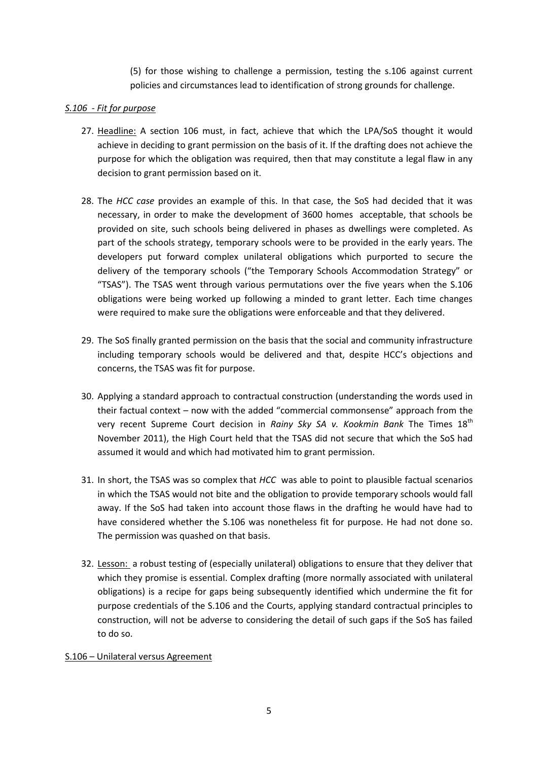(5) for those wishing to challenge a permission, testing the s.106 against current policies and circumstances lead to identification of strong grounds for challenge.

*S.106 - Fit for purpose*

27. Headline: A section 106 must, in fact, achieve that which the LPA/SoS thought it would achieve in deciding to grant permission on the basis of it. If the drafting does not achieve the purpose for which the obligation was required, then that may constitute a legal flaw in any decision to grant permission based on it.

28. The *HCC case* provides an example of this. In that case, the SoS had decided that it was necessary, in order to make the development of 3600 homes acceptable, that schools be provided on site, such schools being delivered in phases as dwellings were completed. As part of the schools strategy, temporary schools were to be provided in the early years. The developers put forward complex unilateral obligations which purported to secure the delivery of the temporary schools ("the Temporary Schools Accommodation Strategy" or "TSAS"). The TSAS went through various permutations over the five years when the S.106 obligations were being worked up following a minded to grant letter. Each time changes were required to make sure the obligations were enforceable and that they delivered.

29. The SoS finally granted permission on the basis that the social and community infrastructure including temporary schools would be delivered and that, despite HCC's objections and concerns, the TSAS was fit for purpose.

30. Applying a standard approach to contractual construction (understanding the words used in their factual context – now with the added "commercial commonsense" approach from the very recent Supreme Court decision in *Rainy Sky SA v. Kookmin Bank* The Times 18th November 2011), the High Court held that the TSAS did not secure that which the SoS had assumed it would and which had motivated him to grant permission.

31. In short, the TSAS was so complex that *HCC* was able to point to plausible factual scenarios in which the TSAS would not bite and the obligation to provide temporary schools would fall away. If the SoS had taken into account those flaws in the drafting he would have had to have considered whether the S.106 was nonetheless fit for purpose. He had not done so. The permission was quashed on that basis.

32. Lesson: a robust testing of (especially unilateral) obligations to ensure that they deliver that which they promise is essential. Complex drafting (more normally associated with unilateral obligations) is a recipe for gaps being subsequently identified which undermine the fit for purpose credentials of the S.106 and the Courts, applying standard contractual principles to construction, will not be adverse to considering the detail of such gaps if the SoS has failed to do so.

S.106 – Unilateral versus Agreement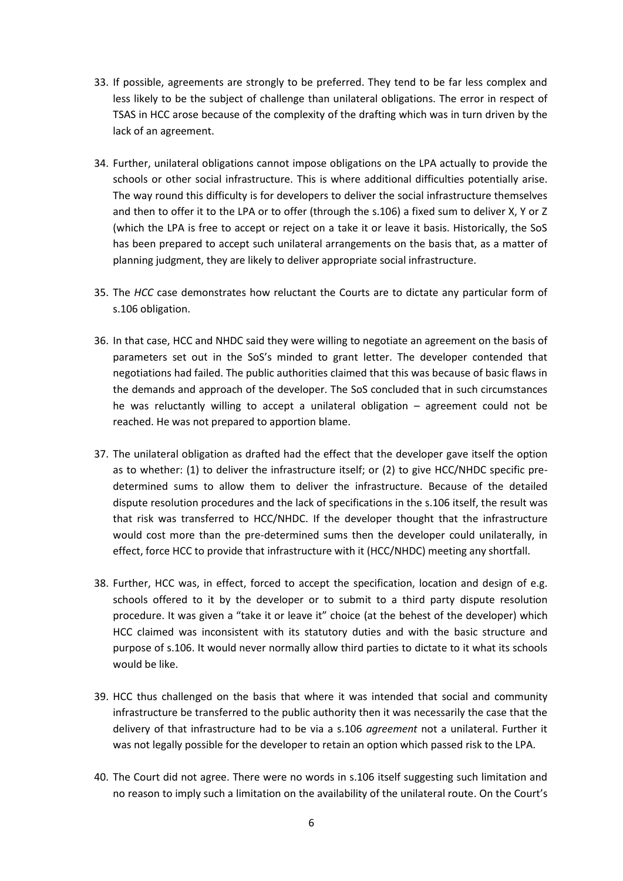33. If possible, agreements are strongly to be preferred. They tend to be far less complex and less likely to be the subject of challenge than unilateral obligations. The error in respect of TSAS in HCC arose because of the complexity of the drafting which was in turn driven by the lack of an agreement.

34. Further, unilateral obligations cannot impose obligations on the LPA actually to provide the schools or other social infrastructure. This is where additional difficulties potentially arise. The way round this difficulty is for developers to deliver the social infrastructure themselves and then to offer it to the LPA or to offer (through the s.106) a fixed sum to deliver X, Y or Z (which the LPA is free to accept or reject on a take it or leave it basis. Historically, the SoS has been prepared to accept such unilateral arrangements on the basis that, as a matter of planning judgment, they are likely to deliver appropriate social infrastructure.

35. The *HCC* case demonstrates how reluctant the Courts are to dictate any particular form of s.106 obligation.

36. In that case, HCC and NHDC said they were willing to negotiate an agreement on the basis of parameters set out in the SoS's minded to grant letter. The developer contended that negotiations had failed. The public authorities claimed that this was because of basic flaws in the demands and approach of the developer. The SoS concluded that in such circumstances he was reluctantly willing to accept a unilateral obligation – agreement could not be reached. He was not prepared to apportion blame.

37. The unilateral obligation as drafted had the effect that the developer gave itself the option as to whether: (1) to deliver the infrastructure itself; or (2) to give HCC/NHDC specific pre-determined sums to allow them to deliver the infrastructure. Because of the detailed dispute resolution procedures and the lack of specifications in the s.106 itself, the result was that risk was transferred to HCC/NHDC. If the developer thought that the infrastructure would cost more than the pre-determined sums then the developer could unilaterally, in effect, force HCC to provide that infrastructure with it (HCC/NHDC) meeting any shortfall.

38. Further, HCC was, in effect, forced to accept the specification, location and design of e.g. schools offered to it by the developer or to submit to a third party dispute resolution procedure. It was given a "take it or leave it" choice (at the behest of the developer) which HCC claimed was inconsistent with its statutory duties and with the basic structure and purpose of s.106. It would never normally allow third parties to dictate to it what its schools would be like.

39. HCC thus challenged on the basis that where it was intended that social and community infrastructure be transferred to the public authority then it was necessarily the case that the delivery of that infrastructure had to be via a s.106 *agreement* not a unilateral. Further it was not legally possible for the developer to retain an option which passed risk to the LPA.

40. The Court did not agree. There were no words in s.106 itself suggesting such limitation and no reason to imply such a limitation on the availability of the unilateral route. On the Court's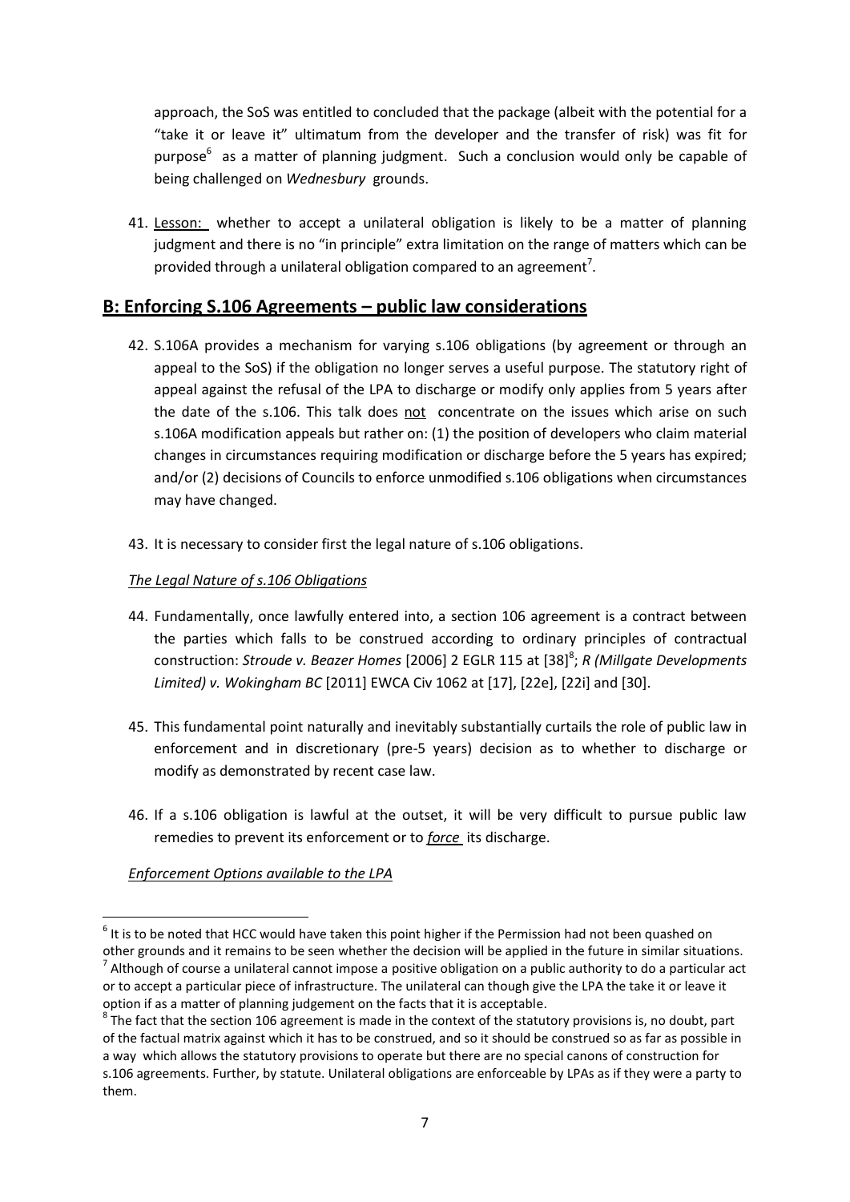approach, the SoS was entitled to concluded that the package (albeit with the potential for a "take it or leave it" ultimatum from the developer and the transfer of risk) was fit for purpose[6] as a matter of planning judgment. Such a conclusion would only be capable of being challenged on *Wednesbury* grounds.

41. Lesson: whether to accept a unilateral obligation is likely to be a matter of planning judgment and there is no "in principle" extra limitation on the range of matters which can be provided through a unilateral obligation compared to an agreement[7].

## B: Enforcing S.106 Agreements – public law considerations

42. S.106A provides a mechanism for varying s.106 obligations (by agreement or through an appeal to the SoS) if the obligation no longer serves a useful purpose. The statutory right of appeal against the refusal of the LPA to discharge or modify only applies from 5 years after the date of the s.106. This talk does not concentrate on the issues which arise on such s.106A modification appeals but rather on: (1) the position of developers who claim material changes in circumstances requiring modification or discharge before the 5 years has expired; and/or (2) decisions of Councils to enforce unmodified s.106 obligations when circumstances may have changed.

43. It is necessary to consider first the legal nature of s.106 obligations.

*The Legal Nature of s.106 Obligations*

44. Fundamentally, once lawfully entered into, a section 106 agreement is a contract between the parties which falls to be construed according to ordinary principles of contractual construction: *Stroude v. Beazer Homes* [2006] 2 EGLR 115 at [38][8]; *R (Millgate Developments Limited) v. Wokingham BC* [2011] EWCA Civ 1062 at [17], [22e], [22i] and [30].

45. This fundamental point naturally and inevitably substantially curtails the role of public law in enforcement and in discretionary (pre-5 years) decision as to whether to discharge or modify as demonstrated by recent case law.

46. If a s.106 obligation is lawful at the outset, it will be very difficult to pursue public law remedies to prevent its enforcement or to ***force*** its discharge.

*Enforcement Options available to the LPA*

---

[6] It is to be noted that HCC would have taken this point higher if the Permission had not been quashed on other grounds and it remains to be seen whether the decision will be applied in the future in similar situations.

[7] Although of course a unilateral cannot impose a positive obligation on a public authority to do a particular act or to accept a particular piece of infrastructure. The unilateral can though give the LPA the take it or leave it option if as a matter of planning judgement on the facts that it is acceptable.

[8] The fact that the section 106 agreement is made in the context of the statutory provisions is, no doubt, part of the factual matrix against which it has to be construed, and so it should be construed so as far as possible in a way which allows the statutory provisions to operate but there are no special canons of construction for s.106 agreements. Further, by statute. Unilateral obligations are enforceable by LPAs as if they were a party to them.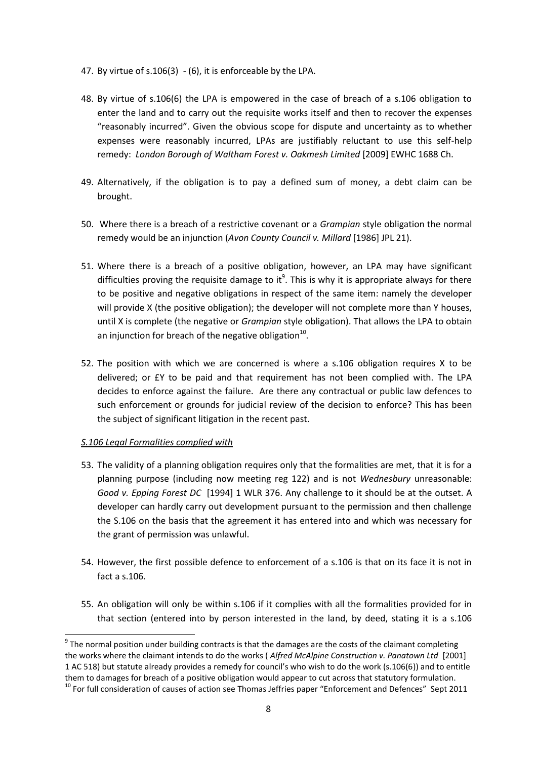47. By virtue of s.106(3) - (6), it is enforceable by the LPA.

48. By virtue of s.106(6) the LPA is empowered in the case of breach of a s.106 obligation to enter the land and to carry out the requisite works itself and then to recover the expenses "reasonably incurred". Given the obvious scope for dispute and uncertainty as to whether expenses were reasonably incurred, LPAs are justifiably reluctant to use this self-help remedy: *London Borough of Waltham Forest v. Oakmesh Limited* [2009] EWHC 1688 Ch.

49. Alternatively, if the obligation is to pay a defined sum of money, a debt claim can be brought.

50. Where there is a breach of a restrictive covenant or a *Grampian* style obligation the normal remedy would be an injunction (*Avon County Council v. Millard* [1986] JPL 21).

51. Where there is a breach of a positive obligation, however, an LPA may have significant difficulties proving the requisite damage to it[9]. This is why it is appropriate always for there to be positive and negative obligations in respect of the same item: namely the developer will provide X (the positive obligation); the developer will not complete more than Y houses, until X is complete (the negative or *Grampian* style obligation). That allows the LPA to obtain an injunction for breach of the negative obligation[10].

52. The position with which we are concerned is where a s.106 obligation requires X to be delivered; or £Y to be paid and that requirement has not been complied with. The LPA decides to enforce against the failure. Are there any contractual or public law defences to such enforcement or grounds for judicial review of the decision to enforce? This has been the subject of significant litigation in the recent past.

*<u>S.106 Legal Formalities complied with</u>*

53. The validity of a planning obligation requires only that the formalities are met, that it is for a planning purpose (including now meeting reg 122) and is not *Wednesbury* unreasonable: *Good v. Epping Forest DC* [1994] 1 WLR 376. Any challenge to it should be at the outset. A developer can hardly carry out development pursuant to the permission and then challenge the S.106 on the basis that the agreement it has entered into and which was necessary for the grant of permission was unlawful.

54. However, the first possible defence to enforcement of a s.106 is that on its face it is not in fact a s.106.

55. An obligation will only be within s.106 if it complies with all the formalities provided for in that section (entered into by person interested in the land, by deed, stating it is a s.106

---

[9] The normal position under building contracts is that the damages are the costs of the claimant completing the works where the claimant intends to do the works ( *Alfred McAlpine Construction v. Panatown Ltd* [2001] 1 AC 518) but statute already provides a remedy for council's who wish to do the work (s.106(6)) and to entitle them to damages for breach of a positive obligation would appear to cut across that statutory formulation.

[10] For full consideration of causes of action see Thomas Jeffries paper "Enforcement and Defences" Sept 2011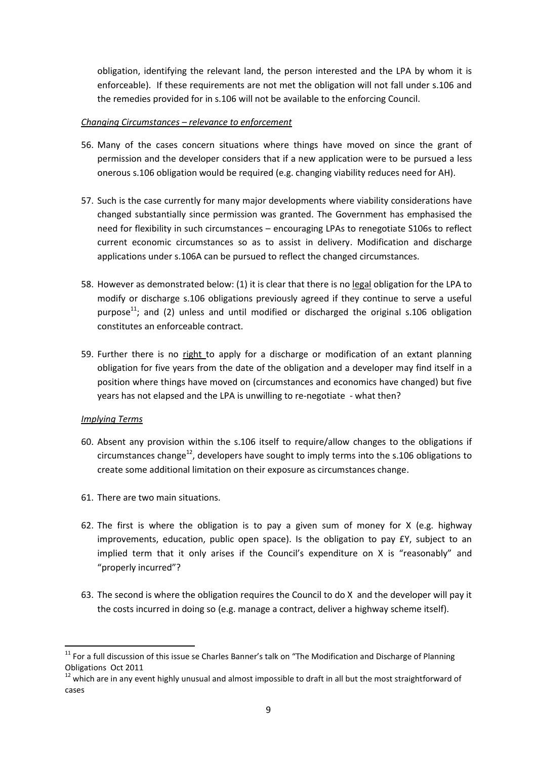obligation, identifying the relevant land, the person interested and the LPA by whom it is enforceable). If these requirements are not met the obligation will not fall under s.106 and the remedies provided for in s.106 will not be available to the enforcing Council.

*Changing Circumstances – relevance to enforcement*

56. Many of the cases concern situations where things have moved on since the grant of permission and the developer considers that if a new application were to be pursued a less onerous s.106 obligation would be required (e.g. changing viability reduces need for AH).

57. Such is the case currently for many major developments where viability considerations have changed substantially since permission was granted. The Government has emphasised the need for flexibility in such circumstances – encouraging LPAs to renegotiate S106s to reflect current economic circumstances so as to assist in delivery. Modification and discharge applications under s.106A can be pursued to reflect the changed circumstances.

58. However as demonstrated below: (1) it is clear that there is no <u>legal</u> obligation for the LPA to modify or discharge s.106 obligations previously agreed if they continue to serve a useful purpose[11]; and (2) unless and until modified or discharged the original s.106 obligation constitutes an enforceable contract.

59. Further there is no <u>right</u> to apply for a discharge or modification of an extant planning obligation for five years from the date of the obligation and a developer may find itself in a position where things have moved on (circumstances and economics have changed) but five years has not elapsed and the LPA is unwilling to re-negotiate - what then?

*Implying Terms*

60. Absent any provision within the s.106 itself to require/allow changes to the obligations if circumstances change[12], developers have sought to imply terms into the s.106 obligations to create some additional limitation on their exposure as circumstances change.

61. There are two main situations.

62. The first is where the obligation is to pay a given sum of money for X (e.g. highway improvements, education, public open space). Is the obligation to pay £Y, subject to an implied term that it only arises if the Council's expenditure on X is "reasonably" and "properly incurred"?

63. The second is where the obligation requires the Council to do X and the developer will pay it the costs incurred in doing so (e.g. manage a contract, deliver a highway scheme itself).

---

[11] For a full discussion of this issue se Charles Banner's talk on "The Modification and Discharge of Planning Obligations Oct 2011

[12] which are in any event highly unusual and almost impossible to draft in all but the most straightforward of cases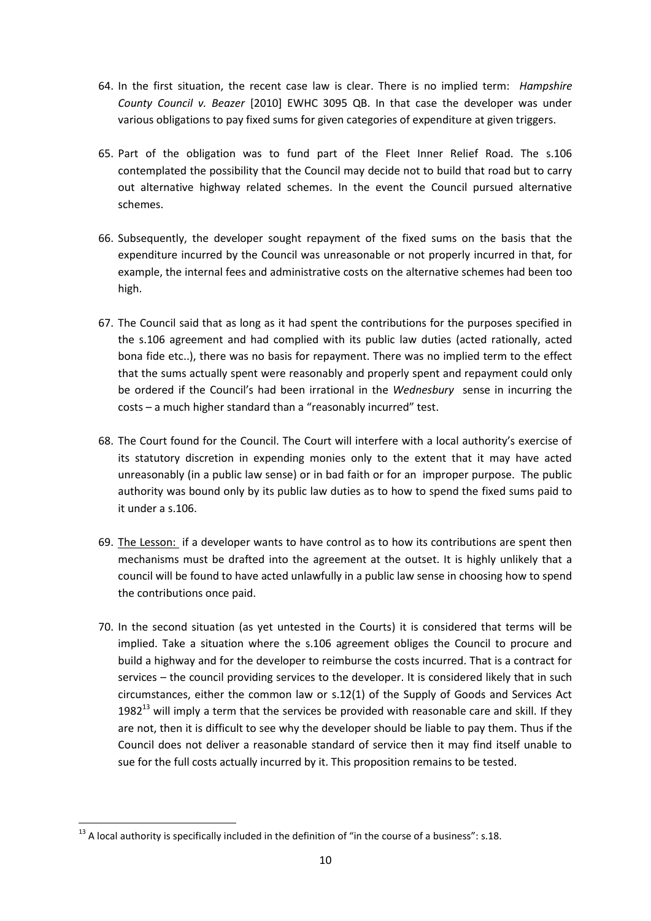64. In the first situation, the recent case law is clear. There is no implied term: *Hampshire County Council v. Beazer* [2010] EWHC 3095 QB. In that case the developer was under various obligations to pay fixed sums for given categories of expenditure at given triggers.

65. Part of the obligation was to fund part of the Fleet Inner Relief Road. The s.106 contemplated the possibility that the Council may decide not to build that road but to carry out alternative highway related schemes. In the event the Council pursued alternative schemes.

66. Subsequently, the developer sought repayment of the fixed sums on the basis that the expenditure incurred by the Council was unreasonable or not properly incurred in that, for example, the internal fees and administrative costs on the alternative schemes had been too high.

67. The Council said that as long as it had spent the contributions for the purposes specified in the s.106 agreement and had complied with its public law duties (acted rationally, acted bona fide etc..), there was no basis for repayment. There was no implied term to the effect that the sums actually spent were reasonably and properly spent and repayment could only be ordered if the Council's had been irrational in the *Wednesbury* sense in incurring the costs – a much higher standard than a "reasonably incurred" test.

68. The Court found for the Council. The Court will interfere with a local authority's exercise of its statutory discretion in expending monies only to the extent that it may have acted unreasonably (in a public law sense) or in bad faith or for an improper purpose. The public authority was bound only by its public law duties as to how to spend the fixed sums paid to it under a s.106.

69. <u>The Lesson:</u> if a developer wants to have control as to how its contributions are spent then mechanisms must be drafted into the agreement at the outset. It is highly unlikely that a council will be found to have acted unlawfully in a public law sense in choosing how to spend the contributions once paid.

70. In the second situation (as yet untested in the Courts) it is considered that terms will be implied. Take a situation where the s.106 agreement obliges the Council to procure and build a highway and for the developer to reimburse the costs incurred. That is a contract for services – the council providing services to the developer. It is considered likely that in such circumstances, either the common law or s.12(1) of the Supply of Goods and Services Act 1982[13] will imply a term that the services be provided with reasonable care and skill. If they are not, then it is difficult to see why the developer should be liable to pay them. Thus if the Council does not deliver a reasonable standard of service then it may find itself unable to sue for the full costs actually incurred by it. This proposition remains to be tested.

---

[13] A local authority is specifically included in the definition of "in the course of a business": s.18.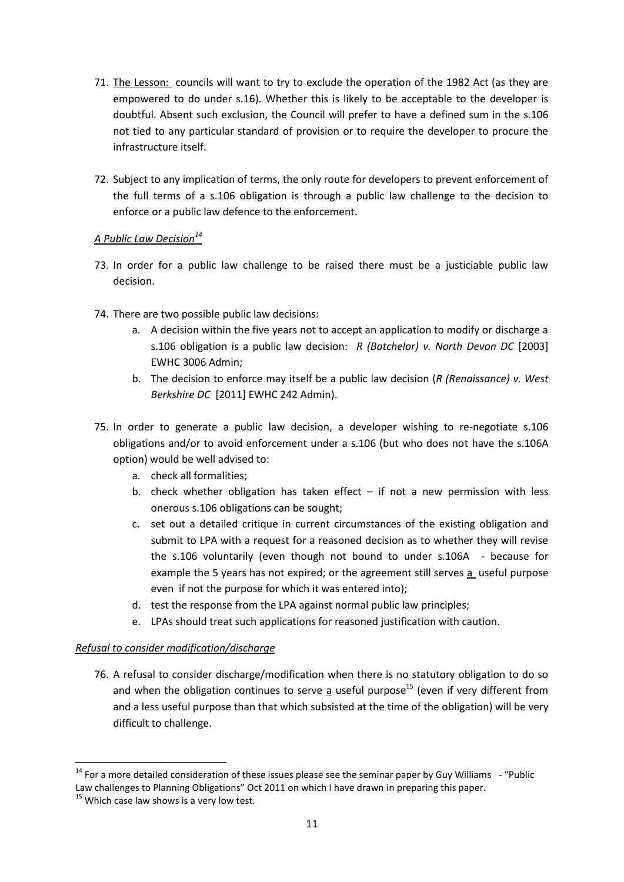71. The Lesson: councils will want to try to exclude the operation of the 1982 Act (as they are empowered to do under s.16). Whether this is likely to be acceptable to the developer is doubtful. Absent such exclusion, the Council will prefer to have a defined sum in the s.106 not tied to any particular standard of provision or to require the developer to procure the infrastructure itself.

72. Subject to any implication of terms, the only route for developers to prevent enforcement of the full terms of a s.106 obligation is through a public law challenge to the decision to enforce or a public law defence to the enforcement.

*A Public Law Decision*[14]

73. In order for a public law challenge to be raised there must be a justiciable public law decision.

74. There are two possible public law decisions:
    a. A decision within the five years not to accept an application to modify or discharge a s.106 obligation is a public law decision: *R (Batchelor) v. North Devon DC* [2003] EWHC 3006 Admin;
    b. The decision to enforce may itself be a public law decision (*R (Renaissance) v. West Berkshire DC* [2011] EWHC 242 Admin).

75. In order to generate a public law decision, a developer wishing to re-negotiate s.106 obligations and/or to avoid enforcement under a s.106 (but who does not have the s.106A option) would be well advised to:
    a. check all formalities;
    b. check whether obligation has taken effect – if not a new permission with less onerous s.106 obligations can be sought;
    c. set out a detailed critique in current circumstances of the existing obligation and submit to LPA with a request for a reasoned decision as to whether they will revise the s.106 voluntarily (even though not bound to under s.106A - because for example the 5 years has not expired; or the agreement still serves a useful purpose even if not the purpose for which it was entered into);
    d. test the response from the LPA against normal public law principles;
    e. LPAs should treat such applications for reasoned justification with caution.

*Refusal to consider modification/discharge*

76. A refusal to consider discharge/modification when there is no statutory obligation to do so and when the obligation continues to serve a useful purpose[15] (even if very different from and a less useful purpose than that which subsisted at the time of the obligation) will be very difficult to challenge.

---

[14] For a more detailed consideration of these issues please see the seminar paper by Guy Williams - "Public Law challenges to Planning Obligations" Oct 2011 on which I have drawn in preparing this paper.

[15] Which case law shows is a very low test.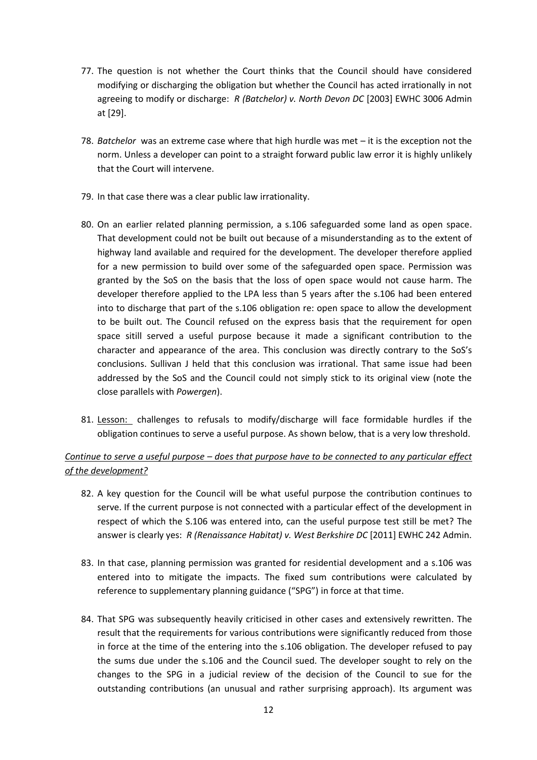77. The question is not whether the Court thinks that the Council should have considered modifying or discharging the obligation but whether the Council has acted irrationally in not agreeing to modify or discharge: *R (Batchelor) v. North Devon DC* [2003] EWHC 3006 Admin at [29].

78. *Batchelor* was an extreme case where that high hurdle was met – it is the exception not the norm. Unless a developer can point to a straight forward public law error it is highly unlikely that the Court will intervene.

79. In that case there was a clear public law irrationality.

80. On an earlier related planning permission, a s.106 safeguarded some land as open space. That development could not be built out because of a misunderstanding as to the extent of highway land available and required for the development. The developer therefore applied for a new permission to build over some of the safeguarded open space. Permission was granted by the SoS on the basis that the loss of open space would not cause harm. The developer therefore applied to the LPA less than 5 years after the s.106 had been entered into to discharge that part of the s.106 obligation re: open space to allow the development to be built out. The Council refused on the express basis that the requirement for open space sitill served a useful purpose because it made a significant contribution to the character and appearance of the area. This conclusion was directly contrary to the SoS's conclusions. Sullivan J held that this conclusion was irrational. That same issue had been addressed by the SoS and the Council could not simply stick to its original view (note the close parallels with *Powergen*).

81. <u>Lesson:</u> challenges to refusals to modify/discharge will face formidable hurdles if the obligation continues to serve a useful purpose. As shown below, that is a very low threshold.

*<u>Continue to serve a useful purpose – does that purpose have to be connected to any particular effect of the development?</u>*

82. A key question for the Council will be what useful purpose the contribution continues to serve. If the current purpose is not connected with a particular effect of the development in respect of which the S.106 was entered into, can the useful purpose test still be met? The answer is clearly yes: *R (Renaissance Habitat) v. West Berkshire DC* [2011] EWHC 242 Admin.

83. In that case, planning permission was granted for residential development and a s.106 was entered into to mitigate the impacts. The fixed sum contributions were calculated by reference to supplementary planning guidance ("SPG") in force at that time.

84. That SPG was subsequently heavily criticised in other cases and extensively rewritten. The result that the requirements for various contributions were significantly reduced from those in force at the time of the entering into the s.106 obligation. The developer refused to pay the sums due under the s.106 and the Council sued. The developer sought to rely on the changes to the SPG in a judicial review of the decision of the Council to sue for the outstanding contributions (an unusual and rather surprising approach). Its argument was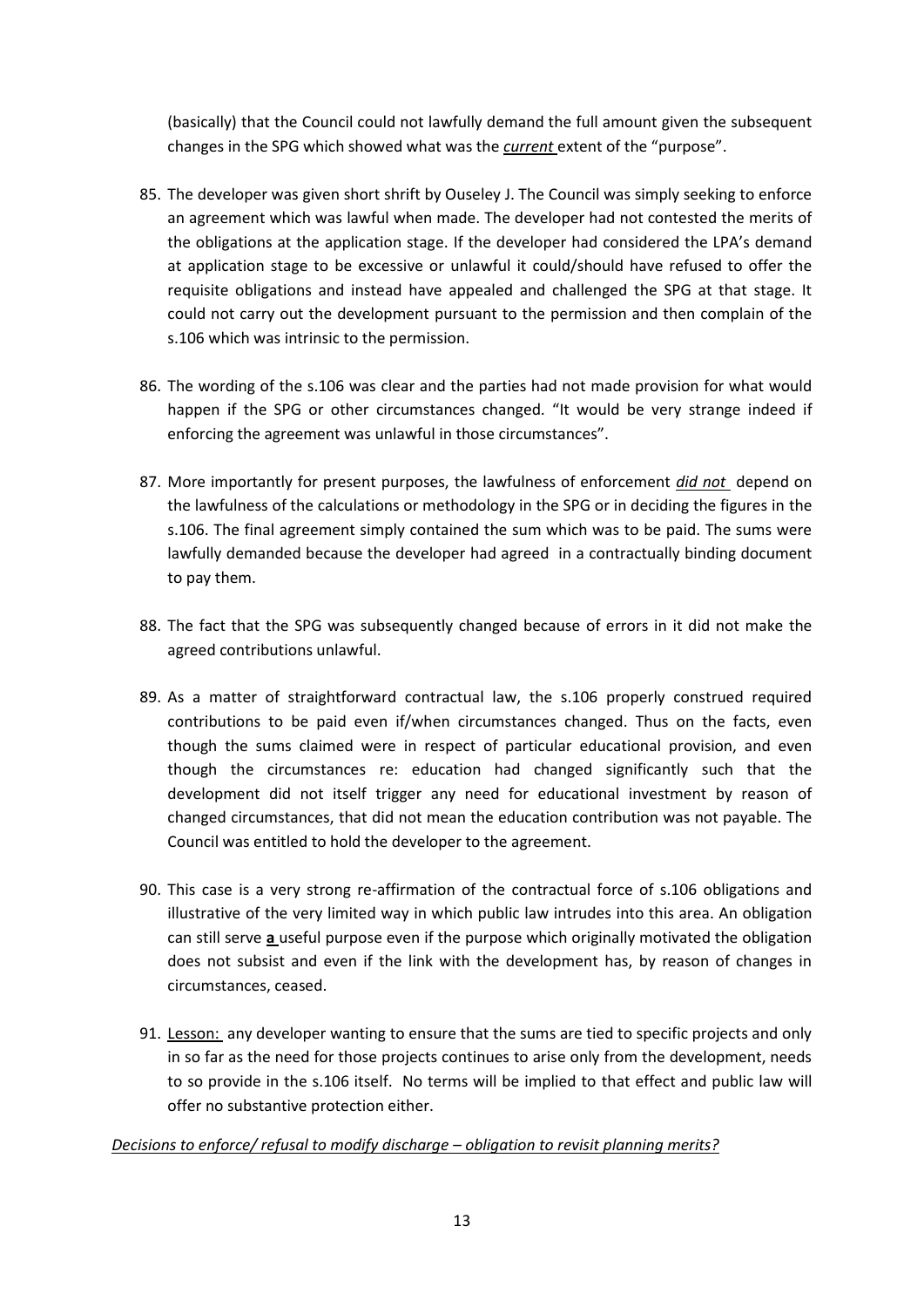(basically) that the Council could not lawfully demand the full amount given the subsequent changes in the SPG which showed what was the *current* extent of the "purpose".

85. The developer was given short shrift by Ouseley J. The Council was simply seeking to enforce an agreement which was lawful when made. The developer had not contested the merits of the obligations at the application stage. If the developer had considered the LPA's demand at application stage to be excessive or unlawful it could/should have refused to offer the requisite obligations and instead have appealed and challenged the SPG at that stage. It could not carry out the development pursuant to the permission and then complain of the s.106 which was intrinsic to the permission.

86. The wording of the s.106 was clear and the parties had not made provision for what would happen if the SPG or other circumstances changed. "It would be very strange indeed if enforcing the agreement was unlawful in those circumstances".

87. More importantly for present purposes, the lawfulness of enforcement *did not* depend on the lawfulness of the calculations or methodology in the SPG or in deciding the figures in the s.106. The final agreement simply contained the sum which was to be paid. The sums were lawfully demanded because the developer had agreed in a contractually binding document to pay them.

88. The fact that the SPG was subsequently changed because of errors in it did not make the agreed contributions unlawful.

89. As a matter of straightforward contractual law, the s.106 properly construed required contributions to be paid even if/when circumstances changed. Thus on the facts, even though the sums claimed were in respect of particular educational provision, and even though the circumstances re: education had changed significantly such that the development did not itself trigger any need for educational investment by reason of changed circumstances, that did not mean the education contribution was not payable. The Council was entitled to hold the developer to the agreement.

90. This case is a very strong re-affirmation of the contractual force of s.106 obligations and illustrative of the very limited way in which public law intrudes into this area. An obligation can still serve **a** useful purpose even if the purpose which originally motivated the obligation does not subsist and even if the link with the development has, by reason of changes in circumstances, ceased.

91. Lesson: any developer wanting to ensure that the sums are tied to specific projects and only in so far as the need for those projects continues to arise only from the development, needs to so provide in the s.106 itself. No terms will be implied to that effect and public law will offer no substantive protection either.

*Decisions to enforce/ refusal to modify discharge – obligation to revisit planning merits?*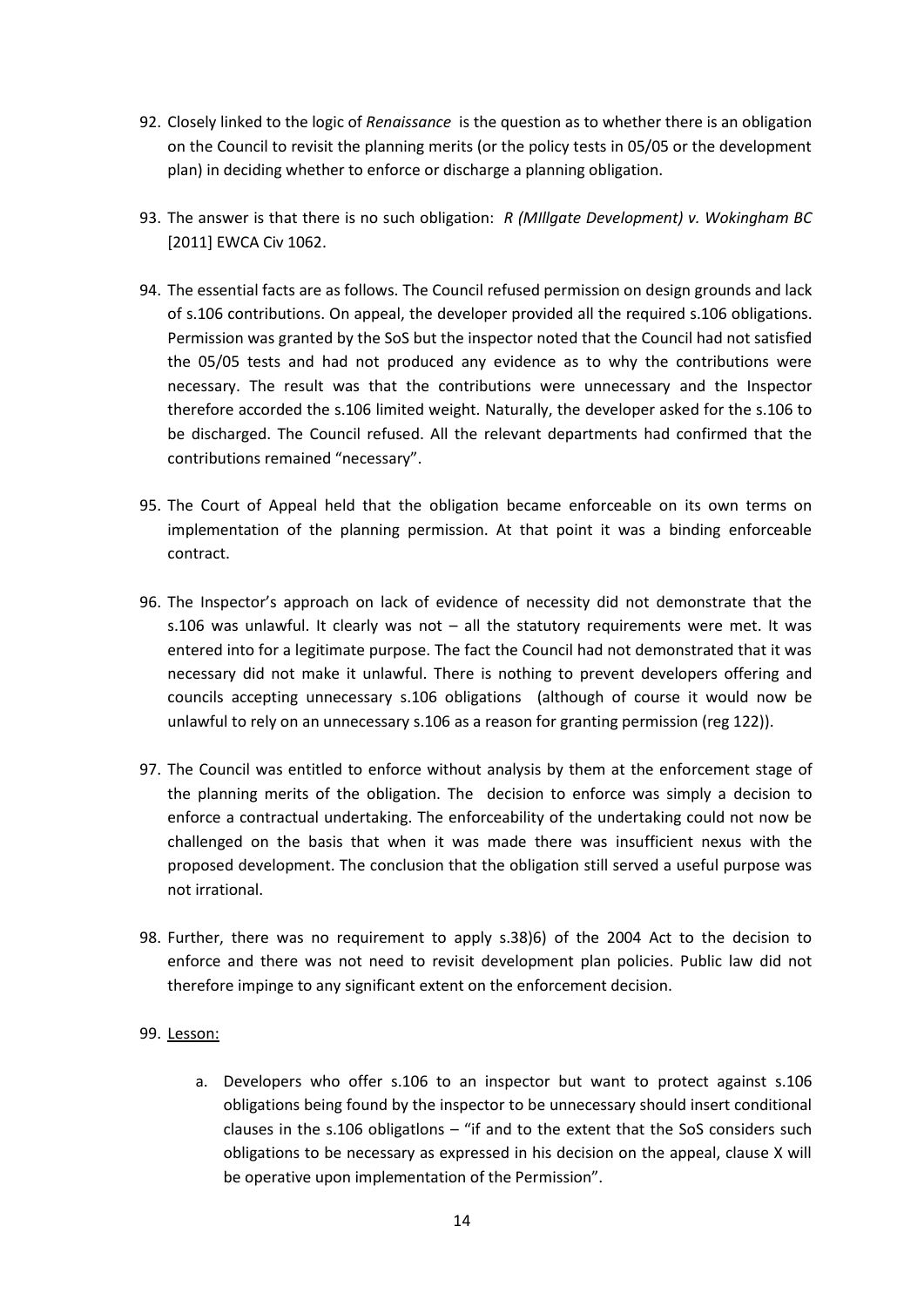92. Closely linked to the logic of *Renaissance* is the question as to whether there is an obligation on the Council to revisit the planning merits (or the policy tests in 05/05 or the development plan) in deciding whether to enforce or discharge a planning obligation.

93. The answer is that there is no such obligation: *R (MIllgate Development) v. Wokingham BC* [2011] EWCA Civ 1062.

94. The essential facts are as follows. The Council refused permission on design grounds and lack of s.106 contributions. On appeal, the developer provided all the required s.106 obligations. Permission was granted by the SoS but the inspector noted that the Council had not satisfied the 05/05 tests and had not produced any evidence as to why the contributions were necessary. The result was that the contributions were unnecessary and the Inspector therefore accorded the s.106 limited weight. Naturally, the developer asked for the s.106 to be discharged. The Council refused. All the relevant departments had confirmed that the contributions remained "necessary".

95. The Court of Appeal held that the obligation became enforceable on its own terms on implementation of the planning permission. At that point it was a binding enforceable contract.

96. The Inspector's approach on lack of evidence of necessity did not demonstrate that the s.106 was unlawful. It clearly was not – all the statutory requirements were met. It was entered into for a legitimate purpose. The fact the Council had not demonstrated that it was necessary did not make it unlawful. There is nothing to prevent developers offering and councils accepting unnecessary s.106 obligations (although of course it would now be unlawful to rely on an unnecessary s.106 as a reason for granting permission (reg 122)).

97. The Council was entitled to enforce without analysis by them at the enforcement stage of the planning merits of the obligation. The decision to enforce was simply a decision to enforce a contractual undertaking. The enforceability of the undertaking could not now be challenged on the basis that when it was made there was insufficient nexus with the proposed development. The conclusion that the obligation still served a useful purpose was not irrational.

98. Further, there was no requirement to apply s.38)6) of the 2004 Act to the decision to enforce and there was not need to revisit development plan policies. Public law did not therefore impinge to any significant extent on the enforcement decision.

99. Lesson:

    a. Developers who offer s.106 to an inspector but want to protect against s.106 obligations being found by the inspector to be unnecessary should insert conditional clauses in the s.106 obligatlons – "if and to the extent that the SoS considers such obligations to be necessary as expressed in his decision on the appeal, clause X will be operative upon implementation of the Permission".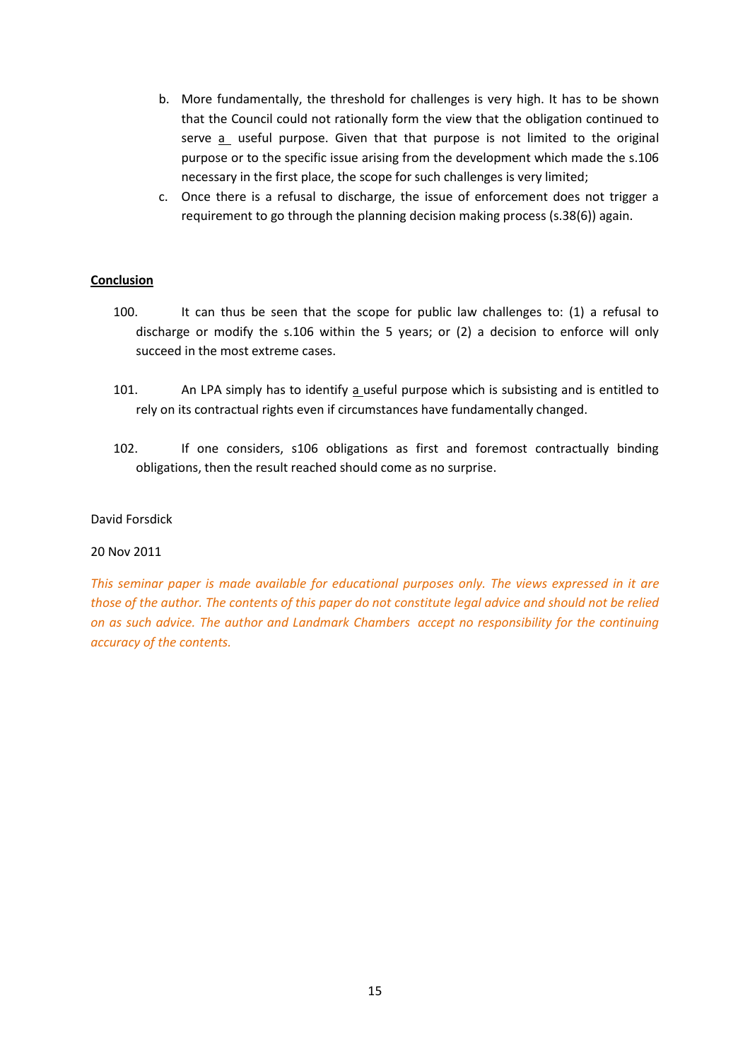b. More fundamentally, the threshold for challenges is very high. It has to be shown that the Council could not rationally form the view that the obligation continued to serve a useful purpose. Given that that purpose is not limited to the original purpose or to the specific issue arising from the development which made the s.106 necessary in the first place, the scope for such challenges is very limited;

c. Once there is a refusal to discharge, the issue of enforcement does not trigger a requirement to go through the planning decision making process (s.38(6)) again.

**Conclusion**

100. It can thus be seen that the scope for public law challenges to: (1) a refusal to discharge or modify the s.106 within the 5 years; or (2) a decision to enforce will only succeed in the most extreme cases.

101. An LPA simply has to identify a useful purpose which is subsisting and is entitled to rely on its contractual rights even if circumstances have fundamentally changed.

102. If one considers, s106 obligations as first and foremost contractually binding obligations, then the result reached should come as no surprise.

David Forsdick

20 Nov 2011

*This seminar paper is made available for educational purposes only. The views expressed in it are those of the author. The contents of this paper do not constitute legal advice and should not be relied on as such advice. The author and Landmark Chambers accept no responsibility for the continuing accuracy of the contents.*